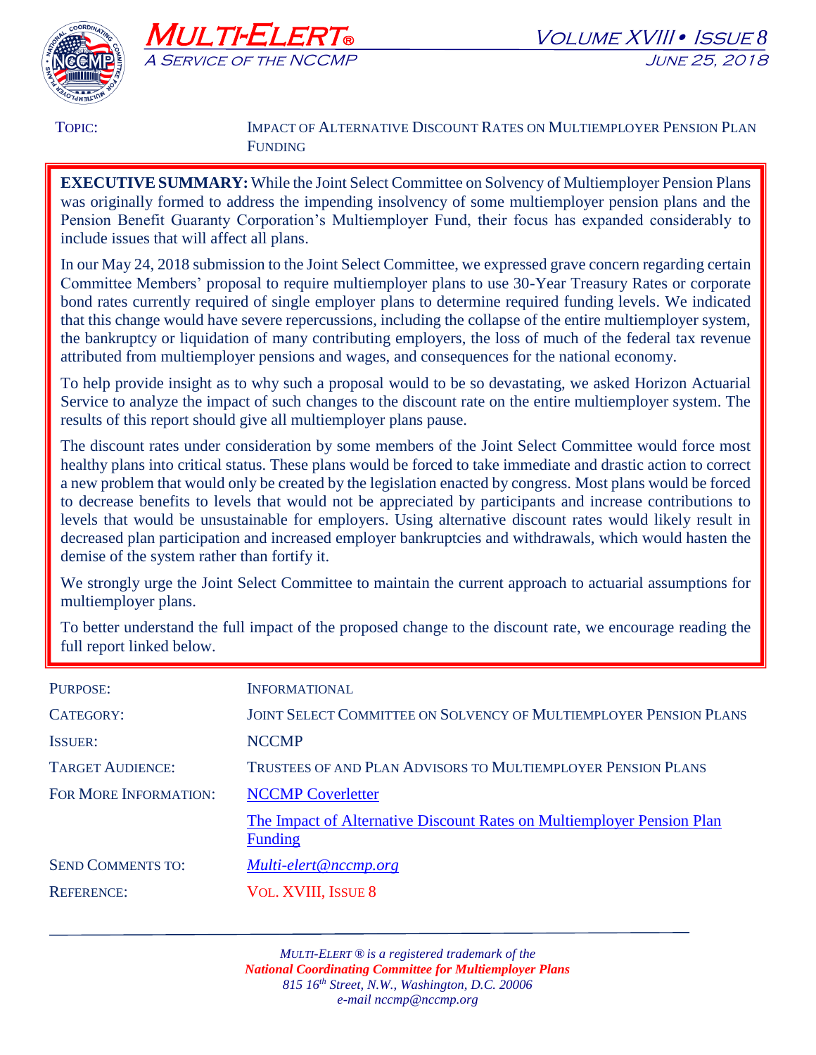# MULTI-ELERT®

*A SERVICE OF THE NCCMP*

VOLUME XVIII • ISSUE 8

JUNE 25, 2018

| | |
|---|---|
| TOPIC: | IMPACT OF ALTERNATIVE DISCOUNT RATES ON MULTIEMPLOYER PENSION PLAN FUNDING |

**EXECUTIVE SUMMARY:** While the Joint Select Committee on Solvency of Multiemployer Pension Plans was originally formed to address the impending insolvency of some multiemployer pension plans and the Pension Benefit Guaranty Corporation's Multiemployer Fund, their focus has expanded considerably to include issues that will affect all plans.

In our May 24, 2018 submission to the Joint Select Committee, we expressed grave concern regarding certain Committee Members' proposal to require multiemployer plans to use 30-Year Treasury Rates or corporate bond rates currently required of single employer plans to determine required funding levels. We indicated that this change would have severe repercussions, including the collapse of the entire multiemployer system, the bankruptcy or liquidation of many contributing employers, the loss of much of the federal tax revenue attributed from multiemployer pensions and wages, and consequences for the national economy.

To help provide insight as to why such a proposal would to be so devastating, we asked Horizon Actuarial Service to analyze the impact of such changes to the discount rate on the entire multiemployer system. The results of this report should give all multiemployer plans pause.

The discount rates under consideration by some members of the Joint Select Committee would force most healthy plans into critical status. These plans would be forced to take immediate and drastic action to correct a new problem that would only be created by the legislation enacted by congress. Most plans would be forced to decrease benefits to levels that would not be appreciated by participants and increase contributions to levels that would be unsustainable for employers. Using alternative discount rates would likely result in decreased plan participation and increased employer bankruptcies and withdrawals, which would hasten the demise of the system rather than fortify it.

We strongly urge the Joint Select Committee to maintain the current approach to actuarial assumptions for multiemployer plans.

To better understand the full impact of the proposed change to the discount rate, we encourage reading the full report linked below.

| | |
|---|---|
| PURPOSE: | INFORMATIONAL |
| CATEGORY: | JOINT SELECT COMMITTEE ON SOLVENCY OF MULTIEMPLOYER PENSION PLANS |
| ISSUER: | NCCMP |
| TARGET AUDIENCE: | TRUSTEES OF AND PLAN ADVISORS TO MULTIEMPLOYER PENSION PLANS |
| FOR MORE INFORMATION: | NCCMP Coverletter |
| | The Impact of Alternative Discount Rates on Multiemployer Pension Plan Funding |
| SEND COMMENTS TO: | *Multi-elert@nccmp.org* |
| REFERENCE: | VOL. XVIII, ISSUE 8 |

*MULTI-ELERT ® is a registered trademark of the*
***National Coordinating Committee for Multiemployer Plans***
*815 16th Street, N.W., Washington, D.C. 20006*
*e-mail nccmp@nccmp.org*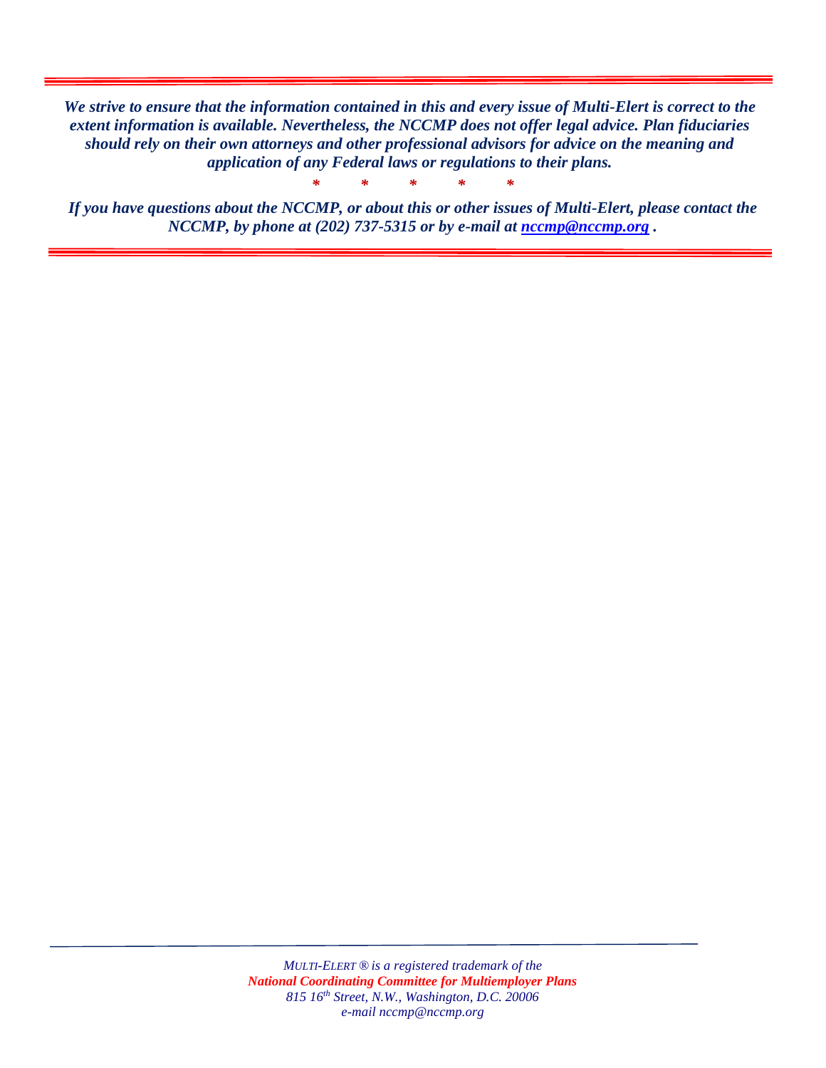***We strive to ensure that the information contained in this and every issue of Multi-Elert is correct to the extent information is available. Nevertheless, the NCCMP does not offer legal advice. Plan fiduciaries should rely on their own attorneys and other professional advisors for advice on the meaning and application of any Federal laws or regulations to their plans.***

*   *   *   *   *

***If you have questions about the NCCMP, or about this or other issues of Multi-Elert, please contact the NCCMP, by phone at (202) 737-5315 or by e-mail at [nccmp@nccmp.org](mailto:nccmp@nccmp.org) .***

---

*MULTI-ELERT ® is a registered trademark of the*
***National Coordinating Committee for Multiemployer Plans***
*815 16th Street, N.W., Washington, D.C. 20006*
*e-mail nccmp@nccmp.org*